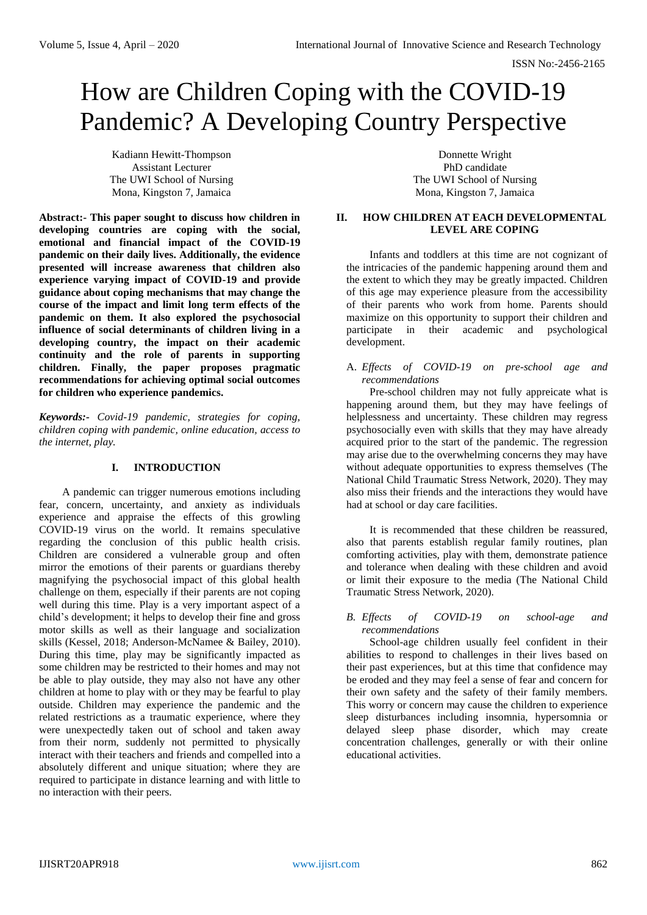# How are Children Coping with the COVID-19 Pandemic? A Developing Country Perspective

Kadiann Hewitt-Thompson
Assistant Lecturer
The UWI School of Nursing
Mona, Kingston 7, Jamaica

Donnette Wright
PhD candidate
The UWI School of Nursing
Mona, Kingston 7, Jamaica

**Abstract:- This paper sought to discuss how children in developing countries are coping with the social, emotional and financial impact of the COVID-19 pandemic on their daily lives. Additionally, the evidence presented will increase awareness that children also experience varying impact of COVID-19 and provide guidance about coping mechanisms that may change the course of the impact and limit long term effects of the pandemic on them. It also explored the psychosocial influence of social determinants of children living in a developing country, the impact on their academic continuity and the role of parents in supporting children. Finally, the paper proposes pragmatic recommendations for achieving optimal social outcomes for children who experience pandemics.**

***Keywords:-*** *Covid-19 pandemic, strategies for coping, children coping with pandemic, online education, access to the internet, play.*

## I. INTRODUCTION

A pandemic can trigger numerous emotions including fear, concern, uncertainty, and anxiety as individuals experience and appraise the effects of this growling COVID-19 virus on the world. It remains speculative regarding the conclusion of this public health crisis. Children are considered a vulnerable group and often mirror the emotions of their parents or guardians thereby magnifying the psychosocial impact of this global health challenge on them, especially if their parents are not coping well during this time. Play is a very important aspect of a child's development; it helps to develop their fine and gross motor skills as well as their language and socialization skills (Kessel, 2018; Anderson-McNamee & Bailey, 2010). During this time, play may be significantly impacted as some children may be restricted to their homes and may not be able to play outside, they may also not have any other children at home to play with or they may be fearful to play outside. Children may experience the pandemic and the related restrictions as a traumatic experience, where they were unexpectedly taken out of school and taken away from their norm, suddenly not permitted to physically interact with their teachers and friends and compelled into a absolutely different and unique situation; where they are required to participate in distance learning and with little to no interaction with their peers.

## II. HOW CHILDREN AT EACH DEVELOPMENTAL LEVEL ARE COPING

Infants and toddlers at this time are not cognizant of the intricacies of the pandemic happening around them and the extent to which they may be greatly impacted. Children of this age may experience pleasure from the accessibility of their parents who work from home. Parents should maximize on this opportunity to support their children and participate in their academic and psychological development.

### A. *Effects of COVID-19 on pre-school age and recommendations*

Pre-school children may not fully appreicate what is happening around them, but they may have feelings of helplessness and uncertainty. These children may regress psychosocially even with skills that they may have already acquired prior to the start of the pandemic. The regression may arise due to the overwhelming concerns they may have without adequate opportunities to express themselves (The National Child Traumatic Stress Network, 2020). They may also miss their friends and the interactions they would have had at school or day care facilities.

It is recommended that these children be reassured, also that parents establish regular family routines, plan comforting activities, play with them, demonstrate patience and tolerance when dealing with these children and avoid or limit their exposure to the media (The National Child Traumatic Stress Network, 2020).

### B. *Effects of COVID-19 on school-age and recommendations*

School-age children usually feel confident in their abilities to respond to challenges in their lives based on their past experiences, but at this time that confidence may be eroded and they may feel a sense of fear and concern for their own safety and the safety of their family members. This worry or concern may cause the children to experience sleep disturbances including insomnia, hypersomnia or delayed sleep phase disorder, which may create concentration challenges, generally or with their online educational activities.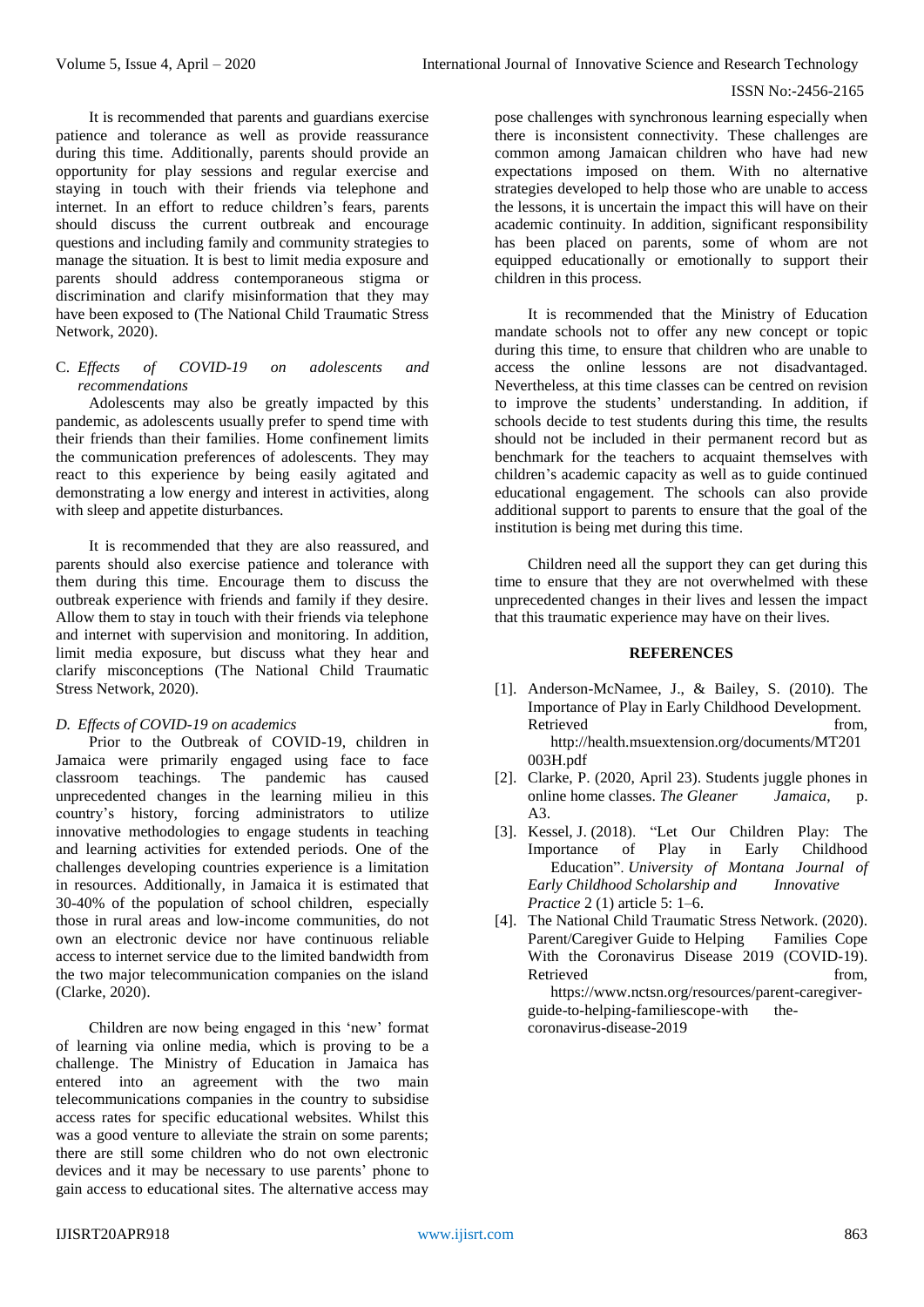It is recommended that parents and guardians exercise patience and tolerance as well as provide reassurance during this time. Additionally, parents should provide an opportunity for play sessions and regular exercise and staying in touch with their friends via telephone and internet. In an effort to reduce children's fears, parents should discuss the current outbreak and encourage questions and including family and community strategies to manage the situation. It is best to limit media exposure and parents should address contemporaneous stigma or discrimination and clarify misinformation that they may have been exposed to (The National Child Traumatic Stress Network, 2020).

### C. *Effects of COVID-19 on adolescents and recommendations*

Adolescents may also be greatly impacted by this pandemic, as adolescents usually prefer to spend time with their friends than their families. Home confinement limits the communication preferences of adolescents. They may react to this experience by being easily agitated and demonstrating a low energy and interest in activities, along with sleep and appetite disturbances.

It is recommended that they are also reassured, and parents should also exercise patience and tolerance with them during this time. Encourage them to discuss the outbreak experience with friends and family if they desire. Allow them to stay in touch with their friends via telephone and internet with supervision and monitoring. In addition, limit media exposure, but discuss what they hear and clarify misconceptions (The National Child Traumatic Stress Network, 2020).

### D. *Effects of COVID-19 on academics*

Prior to the Outbreak of COVID-19, children in Jamaica were primarily engaged using face to face classroom teachings. The pandemic has caused unprecedented changes in the learning milieu in this country's history, forcing administrators to utilize innovative methodologies to engage students in teaching and learning activities for extended periods. One of the challenges developing countries experience is a limitation in resources. Additionally, in Jamaica it is estimated that 30-40% of the population of school children, especially those in rural areas and low-income communities, do not own an electronic device nor have continuous reliable access to internet service due to the limited bandwidth from the two major telecommunication companies on the island (Clarke, 2020).

Children are now being engaged in this 'new' format of learning via online media, which is proving to be a challenge. The Ministry of Education in Jamaica has entered into an agreement with the two main telecommunications companies in the country to subsidise access rates for specific educational websites. Whilst this was a good venture to alleviate the strain on some parents; there are still some children who do not own electronic devices and it may be necessary to use parents' phone to gain access to educational sites. The alternative access may pose challenges with synchronous learning especially when there is inconsistent connectivity. These challenges are common among Jamaican children who have had new expectations imposed on them. With no alternative strategies developed to help those who are unable to access the lessons, it is uncertain the impact this will have on their academic continuity. In addition, significant responsibility has been placed on parents, some of whom are not equipped educationally or emotionally to support their children in this process.

It is recommended that the Ministry of Education mandate schools not to offer any new concept or topic during this time, to ensure that children who are unable to access the online lessons are not disadvantaged. Nevertheless, at this time classes can be centred on revision to improve the students' understanding. In addition, if schools decide to test students during this time, the results should not be included in their permanent record but as benchmark for the teachers to acquaint themselves with children's academic capacity as well as to guide continued educational engagement. The schools can also provide additional support to parents to ensure that the goal of the institution is being met during this time.

Children need all the support they can get during this time to ensure that they are not overwhelmed with these unprecedented changes in their lives and lessen the impact that this traumatic experience may have on their lives.

## REFERENCES

[1]. Anderson-McNamee, J., & Bailey, S. (2010). The Importance of Play in Early Childhood Development. Retrieved from, http://health.msuextension.org/documents/MT201003H.pdf

[2]. Clarke, P. (2020, April 23). Students juggle phones in online home classes. *The Gleaner Jamaica*, p. A3.

[3]. Kessel, J. (2018). "Let Our Children Play: The Importance of Play in Early Childhood Education". *University of Montana Journal of Early Childhood Scholarship and Innovative Practice* 2 (1) article 5: 1–6.

[4]. The National Child Traumatic Stress Network. (2020). Parent/Caregiver Guide to Helping Families Cope With the Coronavirus Disease 2019 (COVID-19). Retrieved from, https://www.nctsn.org/resources/parent-caregiver-guide-to-helping-familiescope-with the-coronavirus-disease-2019